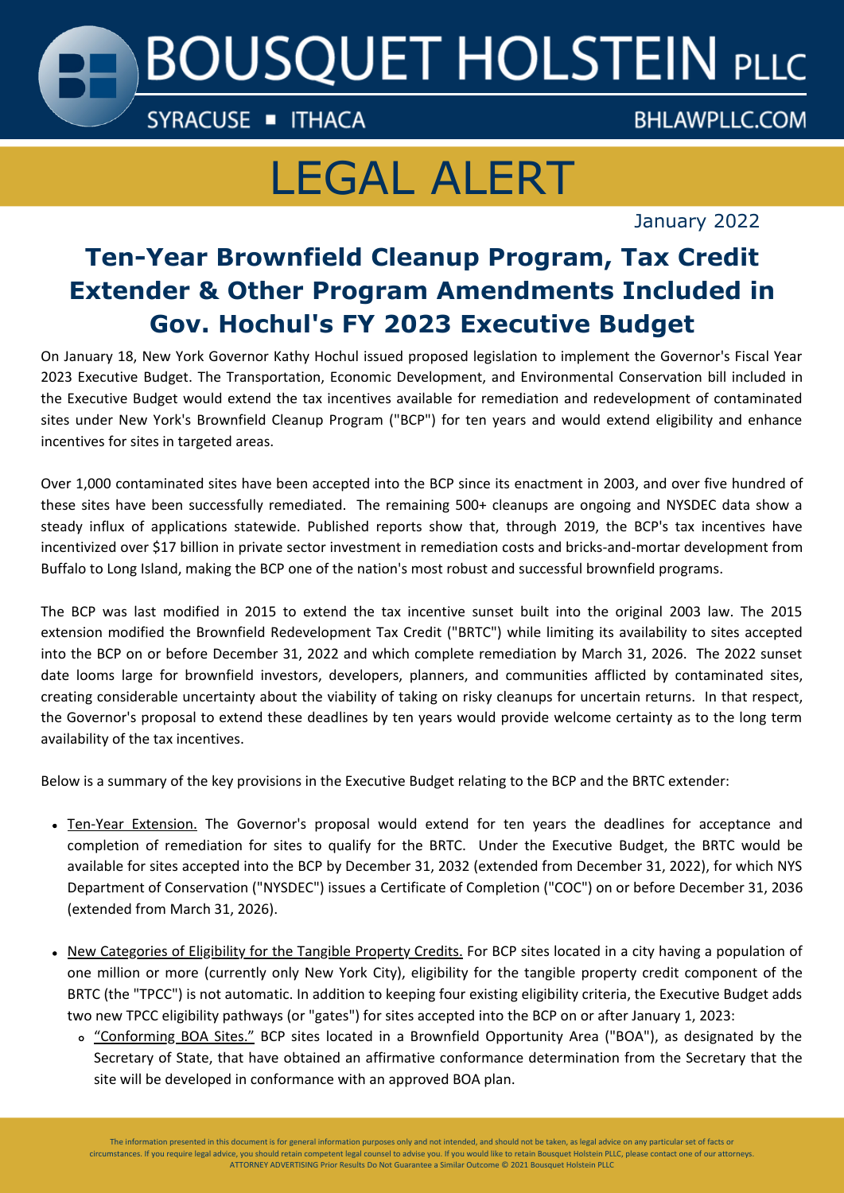# LEGAL ALERT

January 2022

## Ten-Year Brownfield Cleanup Program, Tax Credit Extender & Other Program Amendments Included in Gov. Hochul's FY 2023 Executive Budget

On January 18, New York Governor Kathy Hochul issued proposed legislation to implement the Governor's Fiscal Year 2023 Executive Budget. The Transportation, Economic Development, and Environmental Conservation bill included in the Executive Budget would extend the tax incentives available for remediation and redevelopment of contaminated sites under New York's Brownfield Cleanup Program ("BCP") for ten years and would extend eligibility and enhance incentives for sites in targeted areas.

Over 1,000 contaminated sites have been accepted into the BCP since its enactment in 2003, and over five hundred of these sites have been successfully remediated. The remaining 500+ cleanups are ongoing and NYSDEC data show a steady influx of applications statewide. Published reports show that, through 2019, the BCP's tax incentives have incentivized over $17 billion in private sector investment in remediation costs and bricks-and-mortar development from Buffalo to Long Island, making the BCP one of the nation's most robust and successful brownfield programs.

The BCP was last modified in 2015 to extend the tax incentive sunset built into the original 2003 law. The 2015 extension modified the Brownfield Redevelopment Tax Credit ("BRTC") while limiting its availability to sites accepted into the BCP on or before December 31, 2022 and which complete remediation by March 31, 2026. The 2022 sunset date looms large for brownfield investors, developers, planners, and communities afflicted by contaminated sites, creating considerable uncertainty about the viability of taking on risky cleanups for uncertain returns. In that respect, the Governor's proposal to extend these deadlines by ten years would provide welcome certainty as to the long term availability of the tax incentives.

Below is a summary of the key provisions in the Executive Budget relating to the BCP and the BRTC extender:

- Ten-Year Extension. The Governor's proposal would extend for ten years the deadlines for acceptance and completion of remediation for sites to qualify for the BRTC. Under the Executive Budget, the BRTC would be available for sites accepted into the BCP by December 31, 2032 (extended from December 31, 2022), for which NYS Department of Conservation ("NYSDEC") issues a Certificate of Completion ("COC") on or before December 31, 2036 (extended from March 31, 2026).
- New Categories of Eligibility for the Tangible Property Credits. For BCP sites located in a city having a population of one million or more (currently only New York City), eligibility for the tangible property credit component of the BRTC (the "TPCC") is not automatic. In addition to keeping four existing eligibility criteria, the Executive Budget adds two new TPCC eligibility pathways (or "gates") for sites accepted into the BCP on or after January 1, 2023:
  - "Conforming BOA Sites." BCP sites located in a Brownfield Opportunity Area ("BOA"), as designated by the Secretary of State, that have obtained an affirmative conformance determination from the Secretary that the site will be developed in conformance with an approved BOA plan.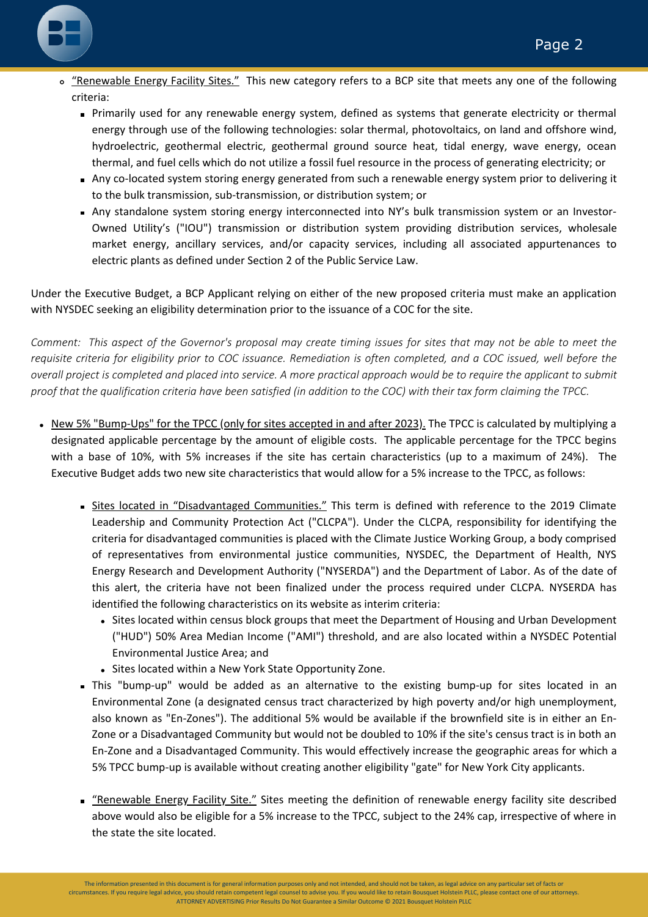- "Renewable Energy Facility Sites." This new category refers to a BCP site that meets any one of the following criteria:
    - Primarily used for any renewable energy system, defined as systems that generate electricity or thermal energy through use of the following technologies: solar thermal, photovoltaics, on land and offshore wind, hydroelectric, geothermal electric, geothermal ground source heat, tidal energy, wave energy, ocean thermal, and fuel cells which do not utilize a fossil fuel resource in the process of generating electricity; or
    - Any co-located system storing energy generated from such a renewable energy system prior to delivering it to the bulk transmission, sub-transmission, or distribution system; or
    - Any standalone system storing energy interconnected into NY's bulk transmission system or an Investor-Owned Utility's ("IOU") transmission or distribution system providing distribution services, wholesale market energy, ancillary services, and/or capacity services, including all associated appurtenances to electric plants as defined under Section 2 of the Public Service Law.

Under the Executive Budget, a BCP Applicant relying on either of the new proposed criteria must make an application with NYSDEC seeking an eligibility determination prior to the issuance of a COC for the site.

*Comment: This aspect of the Governor's proposal may create timing issues for sites that may not be able to meet the requisite criteria for eligibility prior to COC issuance. Remediation is often completed, and a COC issued, well before the overall project is completed and placed into service. A more practical approach would be to require the applicant to submit proof that the qualification criteria have been satisfied (in addition to the COC) with their tax form claiming the TPCC.*

- New 5% "Bump-Ups" for the TPCC (only for sites accepted in and after 2023). The TPCC is calculated by multiplying a designated applicable percentage by the amount of eligible costs. The applicable percentage for the TPCC begins with a base of 10%, with 5% increases if the site has certain characteristics (up to a maximum of 24%). The Executive Budget adds two new site characteristics that would allow for a 5% increase to the TPCC, as follows:
  - Sites located in "Disadvantaged Communities." This term is defined with reference to the 2019 Climate Leadership and Community Protection Act ("CLCPA"). Under the CLCPA, responsibility for identifying the criteria for disadvantaged communities is placed with the Climate Justice Working Group, a body comprised of representatives from environmental justice communities, NYSDEC, the Department of Health, NYS Energy Research and Development Authority ("NYSERDA") and the Department of Labor. As of the date of this alert, the criteria have not been finalized under the process required under CLCPA. NYSERDA has identified the following characteristics on its website as interim criteria:
    - Sites located within census block groups that meet the Department of Housing and Urban Development ("HUD") 50% Area Median Income ("AMI") threshold, and are also located within a NYSDEC Potential Environmental Justice Area; and
    - Sites located within a New York State Opportunity Zone.
  - This "bump-up" would be added as an alternative to the existing bump-up for sites located in an Environmental Zone (a designated census tract characterized by high poverty and/or high unemployment, also known as "En-Zones"). The additional 5% would be available if the brownfield site is in either an En-Zone or a Disadvantaged Community but would not be doubled to 10% if the site's census tract is in both an En-Zone and a Disadvantaged Community. This would effectively increase the geographic areas for which a 5% TPCC bump-up is available without creating another eligibility "gate" for New York City applicants.
  - "Renewable Energy Facility Site." Sites meeting the definition of renewable energy facility site described above would also be eligible for a 5% increase to the TPCC, subject to the 24% cap, irrespective of where in the state the site located.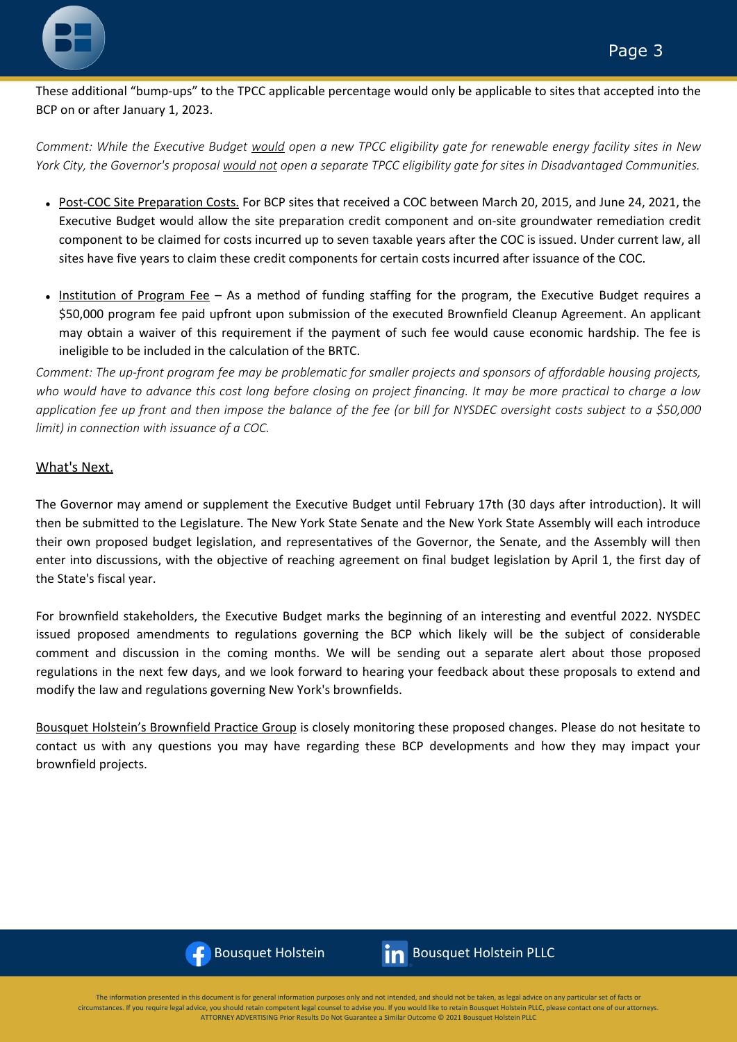These additional "bump-ups" to the TPCC applicable percentage would only be applicable to sites that accepted into the BCP on or after January 1, 2023.

*Comment: While the Executive Budget would open a new TPCC eligibility gate for renewable energy facility sites in New York City, the Governor's proposal would not open a separate TPCC eligibility gate for sites in Disadvantaged Communities.*

- Post-COC Site Preparation Costs. For BCP sites that received a COC between March 20, 2015, and June 24, 2021, the Executive Budget would allow the site preparation credit component and on-site groundwater remediation credit component to be claimed for costs incurred up to seven taxable years after the COC is issued. Under current law, all sites have five years to claim these credit components for certain costs incurred after issuance of the COC.

- Institution of Program Fee – As a method of funding staffing for the program, the Executive Budget requires a $50,000 program fee paid upfront upon submission of the executed Brownfield Cleanup Agreement. An applicant may obtain a waiver of this requirement if the payment of such fee would cause economic hardship. The fee is ineligible to be included in the calculation of the BRTC.

*Comment: The up-front program fee may be problematic for smaller projects and sponsors of affordable housing projects, who would have to advance this cost long before closing on project financing. It may be more practical to charge a low application fee up front and then impose the balance of the fee (or bill for NYSDEC oversight costs subject to a $50,000 limit) in connection with issuance of a COC.*

## What's Next.

The Governor may amend or supplement the Executive Budget until February 17th (30 days after introduction). It will then be submitted to the Legislature. The New York State Senate and the New York State Assembly will each introduce their own proposed budget legislation, and representatives of the Governor, the Senate, and the Assembly will then enter into discussions, with the objective of reaching agreement on final budget legislation by April 1, the first day of the State's fiscal year.

For brownfield stakeholders, the Executive Budget marks the beginning of an interesting and eventful 2022. NYSDEC issued proposed amendments to regulations governing the BCP which likely will be the subject of considerable comment and discussion in the coming months. We will be sending out a separate alert about those proposed regulations in the next few days, and we look forward to hearing your feedback about these proposals to extend and modify the law and regulations governing New York's brownfields.

Bousquet Holstein's Brownfield Practice Group is closely monitoring these proposed changes. Please do not hesitate to contact us with any questions you may have regarding these BCP developments and how they may impact your brownfield projects.

Bousquet Holstein Bousquet Holstein PLLC

The information presented in this document is for general information purposes only and not intended, and should not be taken, as legal advice on any particular set of facts or circumstances. If you require legal advice, you should retain competent legal counsel to advise you. If you would like to retain Bousquet Holstein PLLC, please contact one of our attorneys. ATTORNEY ADVERTISING Prior Results Do Not Guarantee a Similar Outcome © 2021 Bousquet Holstein PLLC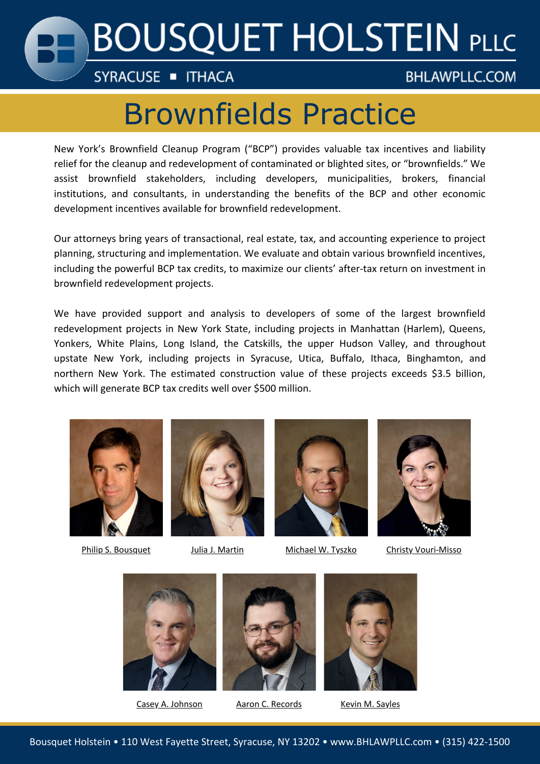# BOUSQUET HOLSTEIN PLLC

SYRACUSE ▪ ITHACA

BHLAWPLLC.COM

# Brownfields Practice

New York's Brownfield Cleanup Program ("BCP") provides valuable tax incentives and liability relief for the cleanup and redevelopment of contaminated or blighted sites, or "brownfields." We assist brownfield stakeholders, including developers, municipalities, brokers, financial institutions, and consultants, in understanding the benefits of the BCP and other economic development incentives available for brownfield redevelopment.

Our attorneys bring years of transactional, real estate, tax, and accounting experience to project planning, structuring and implementation. We evaluate and obtain various brownfield incentives, including the powerful BCP tax credits, to maximize our clients' after-tax return on investment in brownfield redevelopment projects.

We have provided support and analysis to developers of some of the largest brownfield redevelopment projects in New York State, including projects in Manhattan (Harlem), Queens, Yonkers, White Plains, Long Island, the Catskills, the upper Hudson Valley, and throughout upstate New York, including projects in Syracuse, Utica, Buffalo, Ithaca, Binghamton, and northern New York. The estimated construction value of these projects exceeds $3.5 billion, which will generate BCP tax credits well over $500 million.

Philip S. Bousquet

Julia J. Martin

Michael W. Tyszko

Christy Vouri-Misso

Casey A. Johnson

Aaron C. Records

Kevin M. Sayles

Bousquet Holstein • 110 West Fayette Street, Syracuse, NY 13202 • www.BHLAWPLLC.com • (315) 422-1500